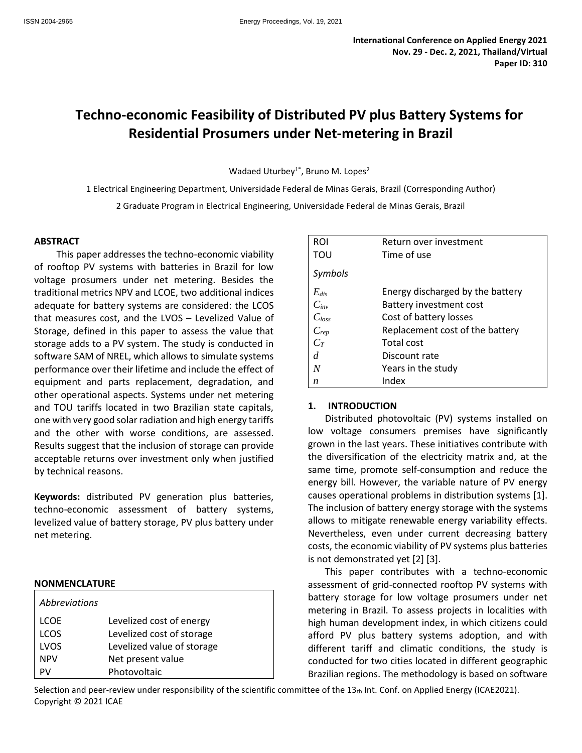International Conference on Applied Energy 2021
Nov. 29 - Dec. 2, 2021, Thailand/Virtual
Paper ID: 310

# Techno-economic Feasibility of Distributed PV plus Battery Systems for Residential Prosumers under Net-metering in Brazil

Wadaed Uturbey[1*], Bruno M. Lopes[2]

1 Electrical Engineering Department, Universidade Federal de Minas Gerais, Brazil (Corresponding Author)

2 Graduate Program in Electrical Engineering, Universidade Federal de Minas Gerais, Brazil

## ABSTRACT

This paper addresses the techno-economic viability of rooftop PV systems with batteries in Brazil for low voltage prosumers under net metering. Besides the traditional metrics NPV and LCOE, two additional indices adequate for battery systems are considered: the LCOS that measures cost, and the LVOS – Levelized Value of Storage, defined in this paper to assess the value that storage adds to a PV system. The study is conducted in software SAM of NREL, which allows to simulate systems performance over their lifetime and include the effect of equipment and parts replacement, degradation, and other operational aspects. Systems under net metering and TOU tariffs located in two Brazilian state capitals, one with very good solar radiation and high energy tariffs and the other with worse conditions, are assessed. Results suggest that the inclusion of storage can provide acceptable returns over investment only when justified by technical reasons.

**Keywords:** distributed PV generation plus batteries, techno-economic assessment of battery systems, levelized value of battery storage, PV plus battery under net metering.

## NONMENCLATURE

| *Abbreviations* | |
|---|---|
| LCOE | Levelized cost of energy |
| LCOS | Levelized cost of storage |
| LVOS | Levelized value of storage |
| NPV | Net present value |
| PV | Photovoltaic |
| ROI | Return over investment |
| TOU | Time of use |
| *Symbols* | |
| $E_{dis}$ | Energy discharged by the battery |
| $C_{inv}$ | Battery investment cost |
| $C_{loss}$ | Cost of battery losses |
| $C_{rep}$ | Replacement cost of the battery |
| $C_T$ | Total cost |
| $d$ | Discount rate |
| $N$ | Years in the study |
| $n$ | Index |

## 1. INTRODUCTION

Distributed photovoltaic (PV) systems installed on low voltage consumers premises have significantly grown in the last years. These initiatives contribute with the diversification of the electricity matrix and, at the same time, promote self-consumption and reduce the energy bill. However, the variable nature of PV energy causes operational problems in distribution systems [1]. The inclusion of battery energy storage with the systems allows to mitigate renewable energy variability effects. Nevertheless, even under current decreasing battery costs, the economic viability of PV systems plus batteries is not demonstrated yet [2] [3].

This paper contributes with a techno-economic assessment of grid-connected rooftop PV systems with battery storage for low voltage prosumers under net metering in Brazil. To assess projects in localities with high human development index, in which citizens could afford PV plus battery systems adoption, and with different tariff and climatic conditions, the study is conducted for two cities located in different geographic Brazilian regions. The methodology is based on software

Selection and peer-review under responsibility of the scientific committee of the 13th Int. Conf. on Applied Energy (ICAE2021).
Copyright © 2021 ICAE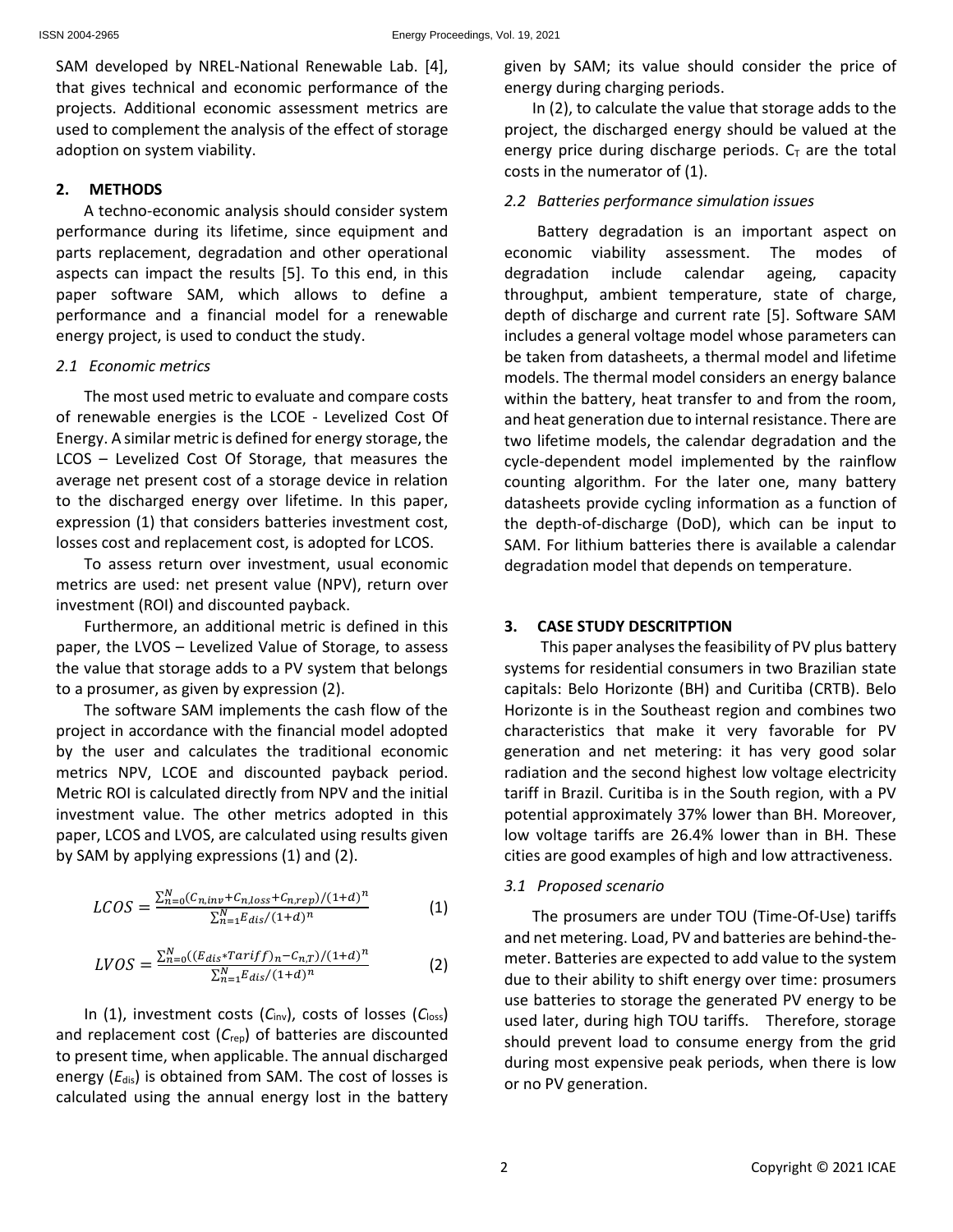SAM developed by NREL-National Renewable Lab. [4], that gives technical and economic performance of the projects. Additional economic assessment metrics are used to complement the analysis of the effect of storage adoption on system viability.

## 2. METHODS

A techno-economic analysis should consider system performance during its lifetime, since equipment and parts replacement, degradation and other operational aspects can impact the results [5]. To this end, in this paper software SAM, which allows to define a performance and a financial model for a renewable energy project, is used to conduct the study.

### *2.1 Economic metrics*

The most used metric to evaluate and compare costs of renewable energies is the LCOE - Levelized Cost Of Energy. A similar metric is defined for energy storage, the LCOS – Levelized Cost Of Storage, that measures the average net present cost of a storage device in relation to the discharged energy over lifetime. In this paper, expression (1) that considers batteries investment cost, losses cost and replacement cost, is adopted for LCOS.

To assess return over investment, usual economic metrics are used: net present value (NPV), return over investment (ROI) and discounted payback.

Furthermore, an additional metric is defined in this paper, the LVOS – Levelized Value of Storage, to assess the value that storage adds to a PV system that belongs to a prosumer, as given by expression (2).

The software SAM implements the cash flow of the project in accordance with the financial model adopted by the user and calculates the traditional economic metrics NPV, LCOE and discounted payback period. Metric ROI is calculated directly from NPV and the initial investment value. The other metrics adopted in this paper, LCOS and LVOS, are calculated using results given by SAM by applying expressions (1) and (2).

$$LCOS = \frac{\sum_{n=0}^{N}(C_{n,inv}+C_{n,loss}+C_{n,rep})/(1+d)^n}{\sum_{n=1}^{N}E_{dis}/(1+d)^n} \tag{1}$$

$$LVOS = \frac{\sum_{n=0}^{N}((E_{dis}*Tariff)_n-C_{n,T})/(1+d)^n}{\sum_{n=1}^{N}E_{dis}/(1+d)^n} \tag{2}$$

In (1), investment costs ($C_{inv}$), costs of losses ($C_{loss}$) and replacement cost ($C_{rep}$) of batteries are discounted to present time, when applicable. The annual discharged energy ($E_{dis}$) is obtained from SAM. The cost of losses is calculated using the annual energy lost in the battery given by SAM; its value should consider the price of energy during charging periods.

In (2), to calculate the value that storage adds to the project, the discharged energy should be valued at the energy price during discharge periods. $C_T$ are the total costs in the numerator of (1).

### *2.2 Batteries performance simulation issues*

Battery degradation is an important aspect on economic viability assessment. The modes of degradation include calendar ageing, capacity throughput, ambient temperature, state of charge, depth of discharge and current rate [5]. Software SAM includes a general voltage model whose parameters can be taken from datasheets, a thermal model and lifetime models. The thermal model considers an energy balance within the battery, heat transfer to and from the room, and heat generation due to internal resistance. There are two lifetime models, the calendar degradation and the cycle-dependent model implemented by the rainflow counting algorithm. For the later one, many battery datasheets provide cycling information as a function of the depth-of-discharge (DoD), which can be input to SAM. For lithium batteries there is available a calendar degradation model that depends on temperature.

## 3. CASE STUDY DESCRITPTION

This paper analyses the feasibility of PV plus battery systems for residential consumers in two Brazilian state capitals: Belo Horizonte (BH) and Curitiba (CRTB). Belo Horizonte is in the Southeast region and combines two characteristics that make it very favorable for PV generation and net metering: it has very good solar radiation and the second highest low voltage electricity tariff in Brazil. Curitiba is in the South region, with a PV potential approximately 37% lower than BH. Moreover, low voltage tariffs are 26.4% lower than in BH. These cities are good examples of high and low attractiveness.

### *3.1 Proposed scenario*

The prosumers are under TOU (Time-Of-Use) tariffs and net metering. Load, PV and batteries are behind-the-meter. Batteries are expected to add value to the system due to their ability to shift energy over time: prosumers use batteries to storage the generated PV energy to be used later, during high TOU tariffs. Therefore, storage should prevent load to consume energy from the grid during most expensive peak periods, when there is low or no PV generation.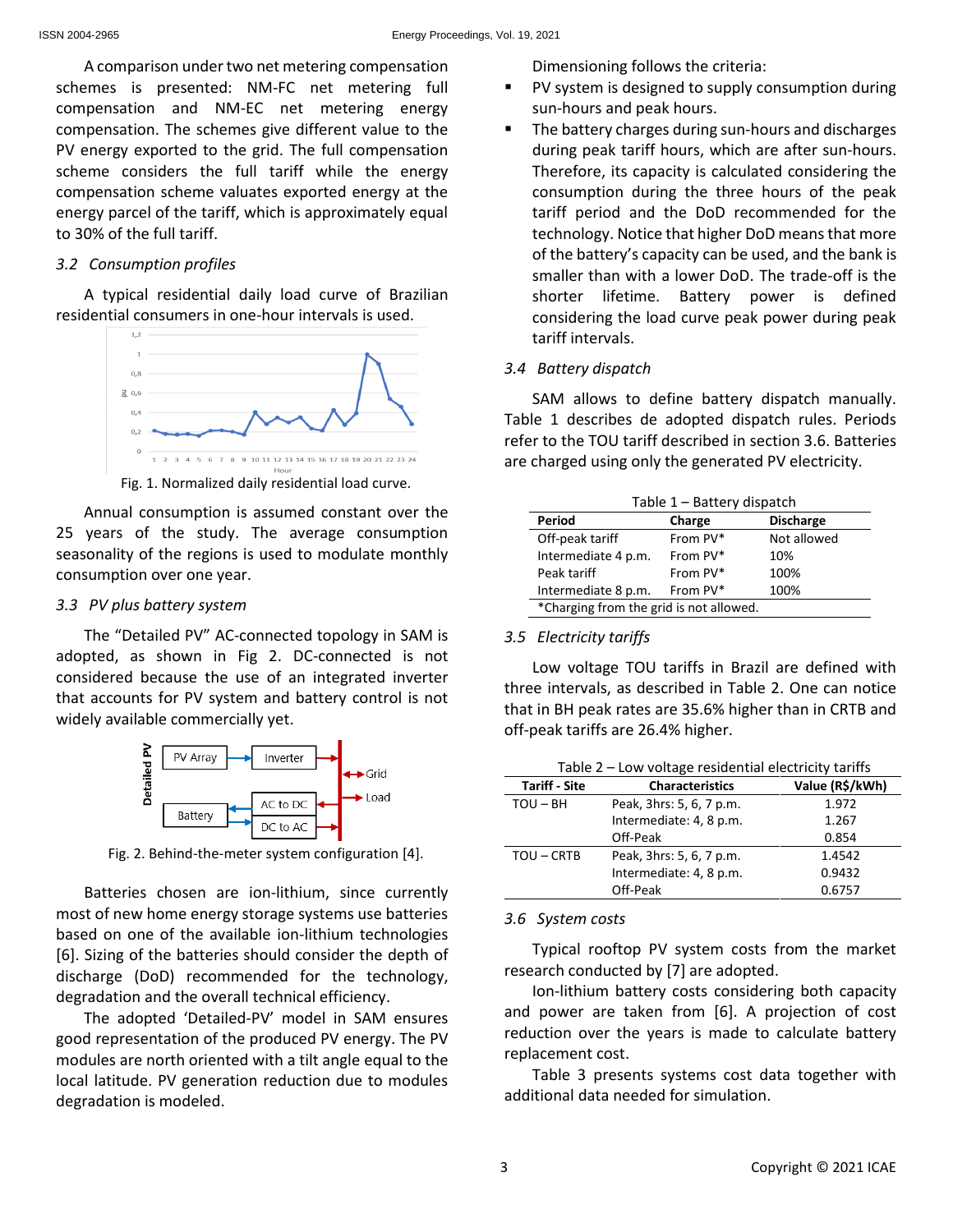A comparison under two net metering compensation schemes is presented: NM-FC net metering full compensation and NM-EC net metering energy compensation. The schemes give different value to the PV energy exported to the grid. The full compensation scheme considers the full tariff while the energy compensation scheme valuates exported energy at the energy parcel of the tariff, which is approximately equal to 30% of the full tariff.

### *3.2 Consumption profiles*

A typical residential daily load curve of Brazilian residential consumers in one-hour intervals is used.

Fig. 1. Normalized daily residential load curve.

Annual consumption is assumed constant over the 25 years of the study. The average consumption seasonality of the regions is used to modulate monthly consumption over one year.

### *3.3 PV plus battery system*

The "Detailed PV" AC-connected topology in SAM is adopted, as shown in Fig 2. DC-connected is not considered because the use of an integrated inverter that accounts for PV system and battery control is not widely available commercially yet.

Fig. 2. Behind-the-meter system configuration [4].

Batteries chosen are ion-lithium, since currently most of new home energy storage systems use batteries based on one of the available ion-lithium technologies [6]. Sizing of the batteries should consider the depth of discharge (DoD) recommended for the technology, degradation and the overall technical efficiency.

The adopted 'Detailed-PV' model in SAM ensures good representation of the produced PV energy. The PV modules are north oriented with a tilt angle equal to the local latitude. PV generation reduction due to modules degradation is modeled.

Dimensioning follows the criteria:

- PV system is designed to supply consumption during sun-hours and peak hours.
- The battery charges during sun-hours and discharges during peak tariff hours, which are after sun-hours. Therefore, its capacity is calculated considering the consumption during the three hours of the peak tariff period and the DoD recommended for the technology. Notice that higher DoD means that more of the battery's capacity can be used, and the bank is smaller than with a lower DoD. The trade-off is the shorter lifetime. Battery power is defined considering the load curve peak power during peak tariff intervals.

### *3.4 Battery dispatch*

SAM allows to define battery dispatch manually. Table 1 describes de adopted dispatch rules. Periods refer to the TOU tariff described in section 3.6. Batteries are charged using only the generated PV electricity.

Table 1 – Battery dispatch

| Period | Charge | Discharge |
|---|---|---|
| Off-peak tariff | From PV* | Not allowed |
| Intermediate 4 p.m. | From PV* | 10% |
| Peak tariff | From PV* | 100% |
| Intermediate 8 p.m. | From PV* | 100% |
| *Charging from the grid is not allowed. | | |

### *3.5 Electricity tariffs*

Low voltage TOU tariffs in Brazil are defined with three intervals, as described in Table 2. One can notice that in BH peak rates are 35.6% higher than in CRTB and off-peak tariffs are 26.4% higher.

Table 2 – Low voltage residential electricity tariffs

| Tariff - Site | Characteristics | Value (R$/kWh) |
|---|---|---|
| TOU – BH | Peak, 3hrs: 5, 6, 7 p.m. | 1.972 |
| | Intermediate: 4, 8 p.m. | 1.267 |
| | Off-Peak | 0.854 |
| TOU – CRTB | Peak, 3hrs: 5, 6, 7 p.m. | 1.4542 |
| | Intermediate: 4, 8 p.m. | 0.9432 |
| | Off-Peak | 0.6757 |

### *3.6 System costs*

Typical rooftop PV system costs from the market research conducted by [7] are adopted.

Ion-lithium battery costs considering both capacity and power are taken from [6]. A projection of cost reduction over the years is made to calculate battery replacement cost.

Table 3 presents systems cost data together with additional data needed for simulation.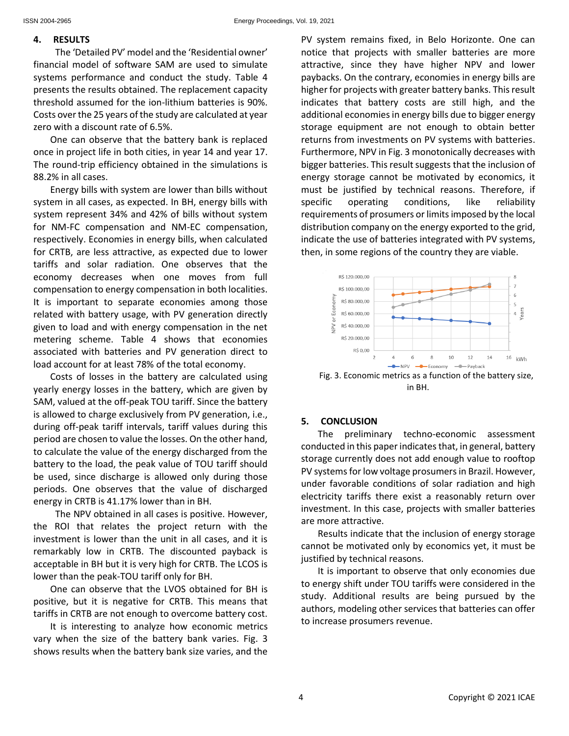## 4. RESULTS

The 'Detailed PV' model and the 'Residential owner' financial model of software SAM are used to simulate systems performance and conduct the study. Table 4 presents the results obtained. The replacement capacity threshold assumed for the ion-lithium batteries is 90%. Costs over the 25 years of the study are calculated at year zero with a discount rate of 6.5%.

One can observe that the battery bank is replaced once in project life in both cities, in year 14 and year 17. The round-trip efficiency obtained in the simulations is 88.2% in all cases.

Energy bills with system are lower than bills without system in all cases, as expected. In BH, energy bills with system represent 34% and 42% of bills without system for NM-FC compensation and NM-EC compensation, respectively. Economies in energy bills, when calculated for CRTB, are less attractive, as expected due to lower tariffs and solar radiation. One observes that the economy decreases when one moves from full compensation to energy compensation in both localities. It is important to separate economies among those related with battery usage, with PV generation directly given to load and with energy compensation in the net metering scheme. Table 4 shows that economies associated with batteries and PV generation direct to load account for at least 78% of the total economy.

Costs of losses in the battery are calculated using yearly energy losses in the battery, which are given by SAM, valued at the off-peak TOU tariff. Since the battery is allowed to charge exclusively from PV generation, i.e., during off-peak tariff intervals, tariff values during this period are chosen to value the losses. On the other hand, to calculate the value of the energy discharged from the battery to the load, the peak value of TOU tariff should be used, since discharge is allowed only during those periods. One observes that the value of discharged energy in CRTB is 41.17% lower than in BH.

The NPV obtained in all cases is positive. However, the ROI that relates the project return with the investment is lower than the unit in all cases, and it is remarkably low in CRTB. The discounted payback is acceptable in BH but it is very high for CRTB. The LCOS is lower than the peak-TOU tariff only for BH.

One can observe that the LVOS obtained for BH is positive, but it is negative for CRTB. This means that tariffs in CRTB are not enough to overcome battery cost.

It is interesting to analyze how economic metrics vary when the size of the battery bank varies. Fig. 3 shows results when the battery bank size varies, and the PV system remains fixed, in Belo Horizonte. One can notice that projects with smaller batteries are more attractive, since they have higher NPV and lower paybacks. On the contrary, economies in energy bills are higher for projects with greater battery banks. This result indicates that battery costs are still high, and the additional economies in energy bills due to bigger energy storage equipment are not enough to obtain better returns from investments on PV systems with batteries. Furthermore, NPV in Fig. 3 monotonically decreases with bigger batteries. This result suggests that the inclusion of energy storage cannot be motivated by economics, it must be justified by technical reasons. Therefore, if specific operating conditions, like reliability requirements of prosumers or limits imposed by the local distribution company on the energy exported to the grid, indicate the use of batteries integrated with PV systems, then, in some regions of the country they are viable.

Fig. 3. Economic metrics as a function of the battery size, in BH.

## 5. CONCLUSION

The preliminary techno-economic assessment conducted in this paper indicates that, in general, battery storage currently does not add enough value to rooftop PV systems for low voltage prosumers in Brazil. However, under favorable conditions of solar radiation and high electricity tariffs there exist a reasonably return over investment. In this case, projects with smaller batteries are more attractive.

Results indicate that the inclusion of energy storage cannot be motivated only by economics yet, it must be justified by technical reasons.

It is important to observe that only economies due to energy shift under TOU tariffs were considered in the study. Additional results are being pursued by the authors, modeling other services that batteries can offer to increase prosumers revenue.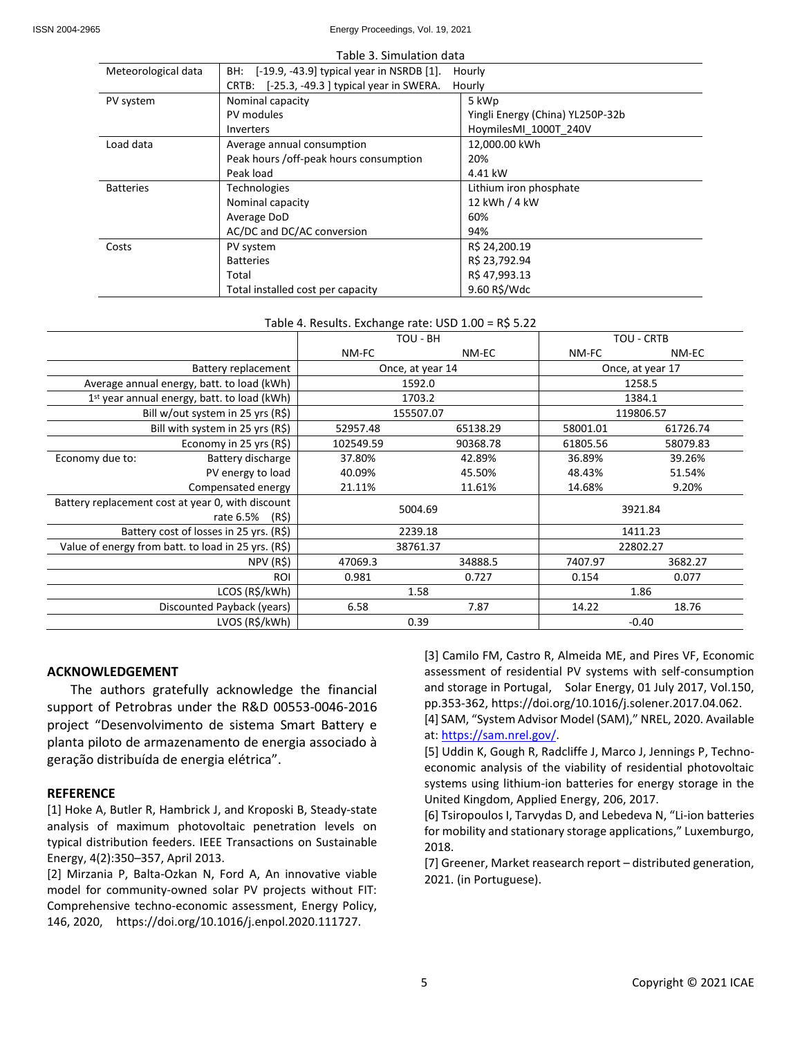Table 3. Simulation data

| | | |
|---|---|---|
| Meteorological data | BH: [-19.9, -43.9] typical year in NSRDB [1]. Hourly | |
| | CRTB: [-25.3, -49.3 ] typical year in SWERA. Hourly | |
| PV system | Nominal capacity | 5 kWp |
| | PV modules | Yingli Energy (China) YL250P-32b |
| | Inverters | HoymilesMI_1000T_240V |
| Load data | Average annual consumption | 12,000.00 kWh |
| | Peak hours /off-peak hours consumption | 20% |
| | Peak load | 4.41 kW |
| Batteries | Technologies | Lithium iron phosphate |
| | Nominal capacity | 12 kWh / 4 kW |
| | Average DoD | 60% |
| | AC/DC and DC/AC conversion | 94% |
| Costs | PV system | R$ 24,200.19 |
| | Batteries | R$ 23,792.94 |
| | Total | R$ 47,993.13 |
| | Total installed cost per capacity | 9.60 R$/Wdc |

Table 4. Results. Exchange rate: USD 1.00 = R$ 5.22

| | TOU - BH | | TOU - CRTB | |
|---|---|---|---|---|
| | NM-FC | NM-EC | NM-FC | NM-EC |
| Battery replacement | Once, at year 14 | | Once, at year 17 | |
| Average annual energy, batt. to load (kWh) | 1592.0 | | 1258.5 | |
| 1st year annual energy, batt. to load (kWh) | 1703.2 | | 1384.1 | |
| Bill w/out system in 25 yrs (R$) | 155507.07 | | 119806.57 | |
| Bill with system in 25 yrs (R$) | 52957.48 | 65138.29 | 58001.01 | 61726.74 |
| Economy in 25 yrs (R$) | 102549.59 | 90368.78 | 61805.56 | 58079.83 |
| Economy due to: Battery discharge | 37.80% | 42.89% | 36.89% | 39.26% |
| PV energy to load | 40.09% | 45.50% | 48.43% | 51.54% |
| Compensated energy | 21.11% | 11.61% | 14.68% | 9.20% |
| Battery replacement cost at year 0, with discount rate 6.5% (R$) | 5004.69 | | 3921.84 | |
| Battery cost of losses in 25 yrs. (R$) | 2239.18 | | 1411.23 | |
| Value of energy from batt. to load in 25 yrs. (R$) | 38761.37 | | 22802.27 | |
| NPV (R$) | 47069.3 | 34888.5 | 7407.97 | 3682.27 |
| ROI | 0.981 | 0.727 | 0.154 | 0.077 |
| LCOS (R$/kWh) | 1.58 | | 1.86 | |
| Discounted Payback (years) | 6.58 | 7.87 | 14.22 | 18.76 |
| LVOS (R$/kWh) | 0.39 | | -0.40 | |

## ACKNOWLEDGEMENT

The authors gratefully acknowledge the financial support of Petrobras under the R&D 00553-0046-2016 project "Desenvolvimento de sistema Smart Battery e planta piloto de armazenamento de energia associado à geração distribuída de energia elétrica".

## REFERENCE

[1] Hoke A, Butler R, Hambrick J, and Kroposki B, Steady-state analysis of maximum photovoltaic penetration levels on typical distribution feeders. IEEE Transactions on Sustainable Energy, 4(2):350–357, April 2013.

[2] Mirzania P, Balta-Ozkan N, Ford A, An innovative viable model for community-owned solar PV projects without FIT: Comprehensive techno-economic assessment, Energy Policy, 146, 2020, https://doi.org/10.1016/j.enpol.2020.111727.

[3] Camilo FM, Castro R, Almeida ME, and Pires VF, Economic assessment of residential PV systems with self-consumption and storage in Portugal, Solar Energy, 01 July 2017, Vol.150, pp.353-362, https://doi.org/10.1016/j.solener.2017.04.062.

[4] SAM, "System Advisor Model (SAM)," NREL, 2020. Available at: https://sam.nrel.gov/.

[5] Uddin K, Gough R, Radcliffe J, Marco J, Jennings P, Techno-economic analysis of the viability of residential photovoltaic systems using lithium-ion batteries for energy storage in the United Kingdom, Applied Energy, 206, 2017.

[6] Tsiropoulos I, Tarvydas D, and Lebedeva N, "Li-ion batteries for mobility and stationary storage applications," Luxemburgo, 2018.

[7] Greener, Market reasearch report – distributed generation, 2021. (in Portuguese).